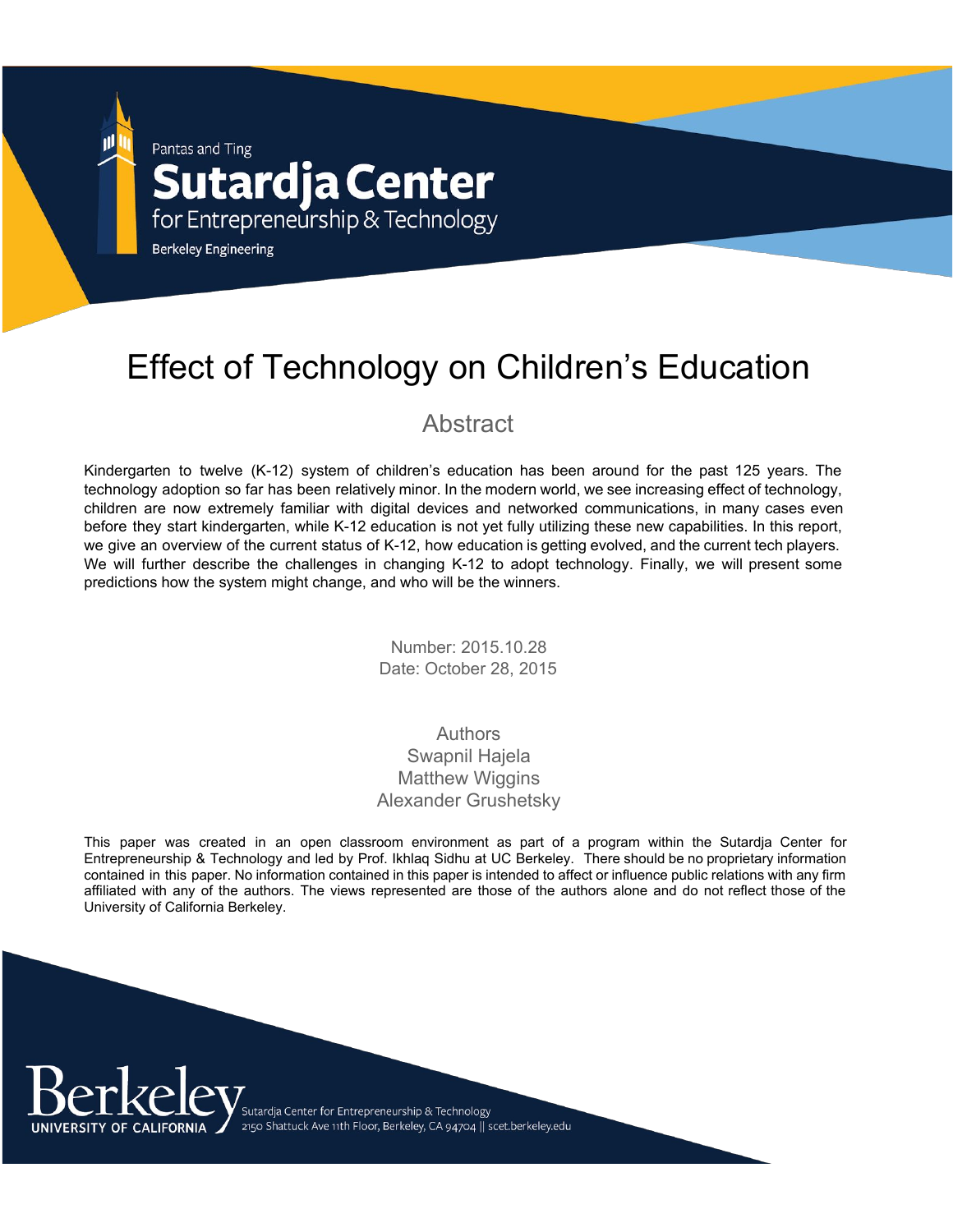Pantas and Ting

**Sutardja Center**

for Entrepreneurship & Technology

Berkeley Engineering

# Effect of Technology on Children's Education

## Abstract

Kindergarten to twelve (K-12) system of children's education has been around for the past 125 years. The technology adoption so far has been relatively minor. In the modern world, we see increasing effect of technology, children are now extremely familiar with digital devices and networked communications, in many cases even before they start kindergarten, while K-12 education is not yet fully utilizing these new capabilities. In this report, we give an overview of the current status of K-12, how education is getting evolved, and the current tech players. We will further describe the challenges in changing K-12 to adopt technology. Finally, we will present some predictions how the system might change, and who will be the winners.

Number: 2015.10.28
Date: October 28, 2015

Authors
Swapnil Hajela
Matthew Wiggins
Alexander Grushetsky

This paper was created in an open classroom environment as part of a program within the Sutardja Center for Entrepreneurship & Technology and led by Prof. Ikhlaq Sidhu at UC Berkeley. There should be no proprietary information contained in this paper. No information contained in this paper is intended to affect or influence public relations with any firm affiliated with any of the authors. The views represented are those of the authors alone and do not reflect those of the University of California Berkeley.

Berkeley UNIVERSITY OF CALIFORNIA

Sutardja Center for Entrepreneurship & Technology
2150 Shattuck Ave 11th Floor, Berkeley, CA 94704 || scet.berkeley.edu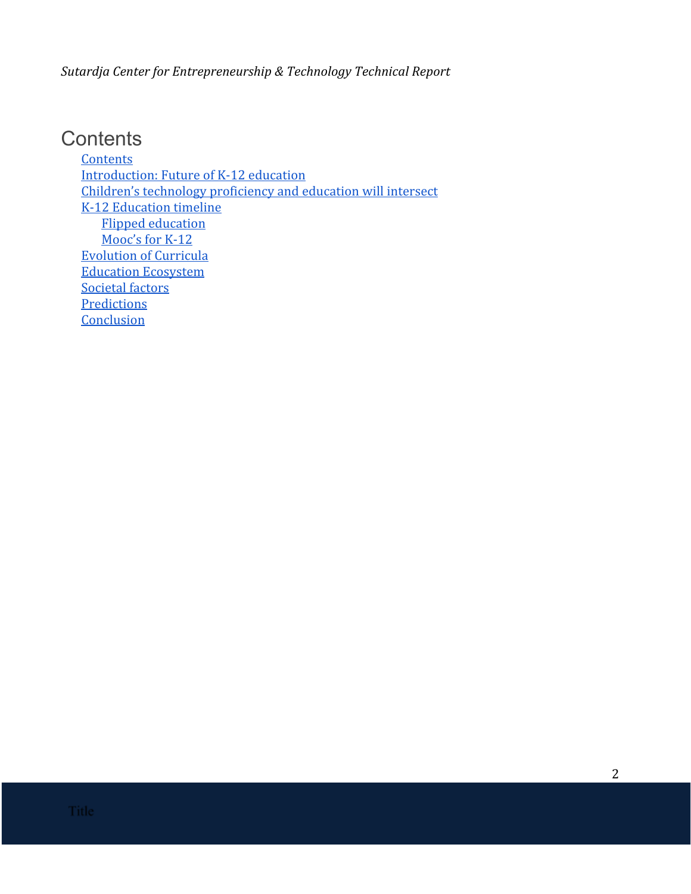# Contents

- Contents
- Introduction: Future of K-12 education
- Children's technology proficiency and education will intersect
- K-12 Education timeline
  - Flipped education
  - Mooc's for K-12
- Evolution of Curricula
- Education Ecosystem
- Societal factors
- Predictions
- Conclusion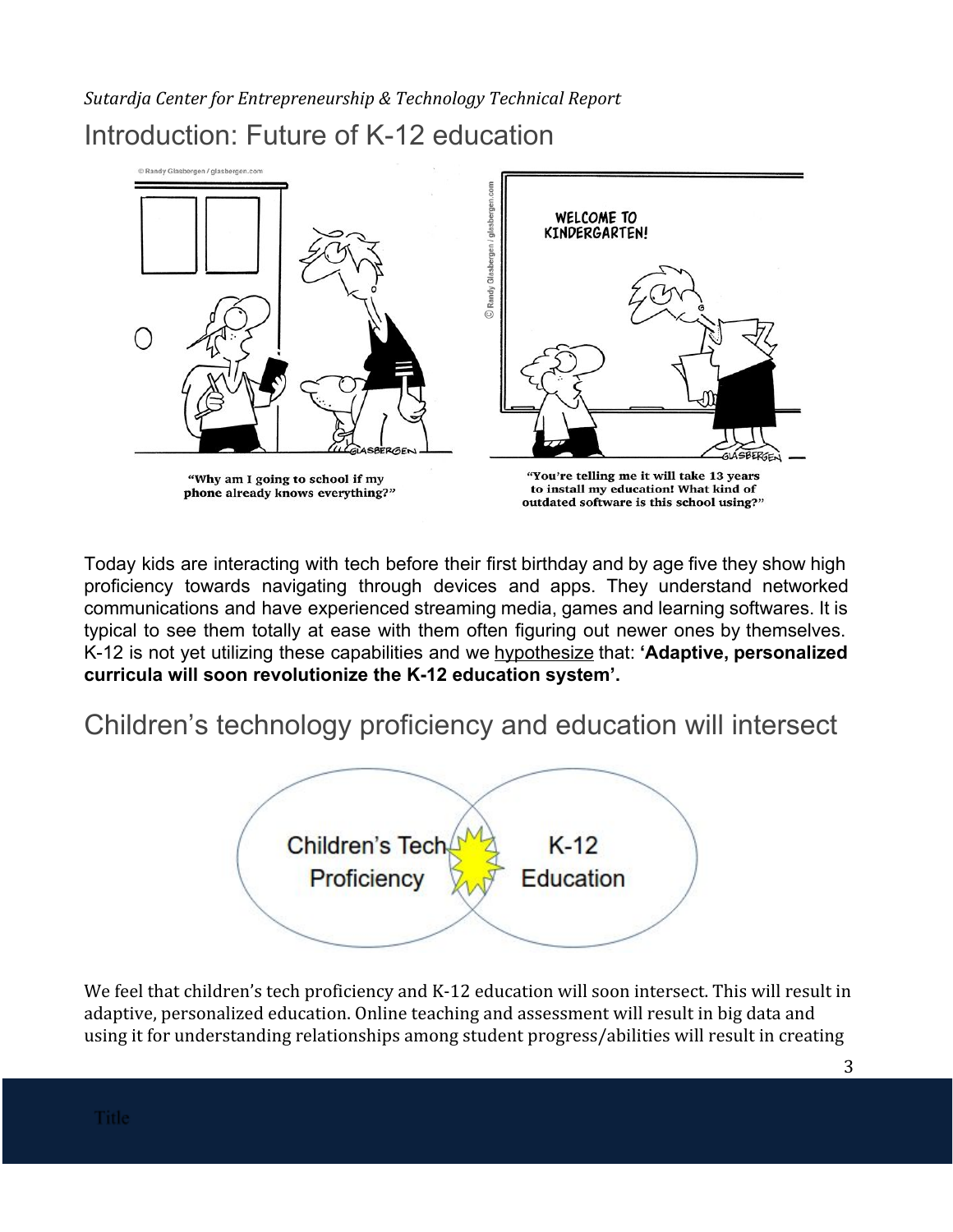## Introduction: Future of K-12 education

"Why am I going to school if my phone already knows everything?"

"You're telling me it will take 13 years to install my education! What kind of outdated software is this school using?"

Today kids are interacting with tech before their first birthday and by age five they show high proficiency towards navigating through devices and apps. They understand networked communications and have experienced streaming media, games and learning softwares. It is typical to see them totally at ease with them often figuring out newer ones by themselves. K-12 is not yet utilizing these capabilities and we hypothesize that: **'Adaptive, personalized curricula will soon revolutionize the K-12 education system'.**

## Children's technology proficiency and education will intersect

We feel that children's tech proficiency and K-12 education will soon intersect. This will result in adaptive, personalized education. Online teaching and assessment will result in big data and using it for understanding relationships among student progress/abilities will result in creating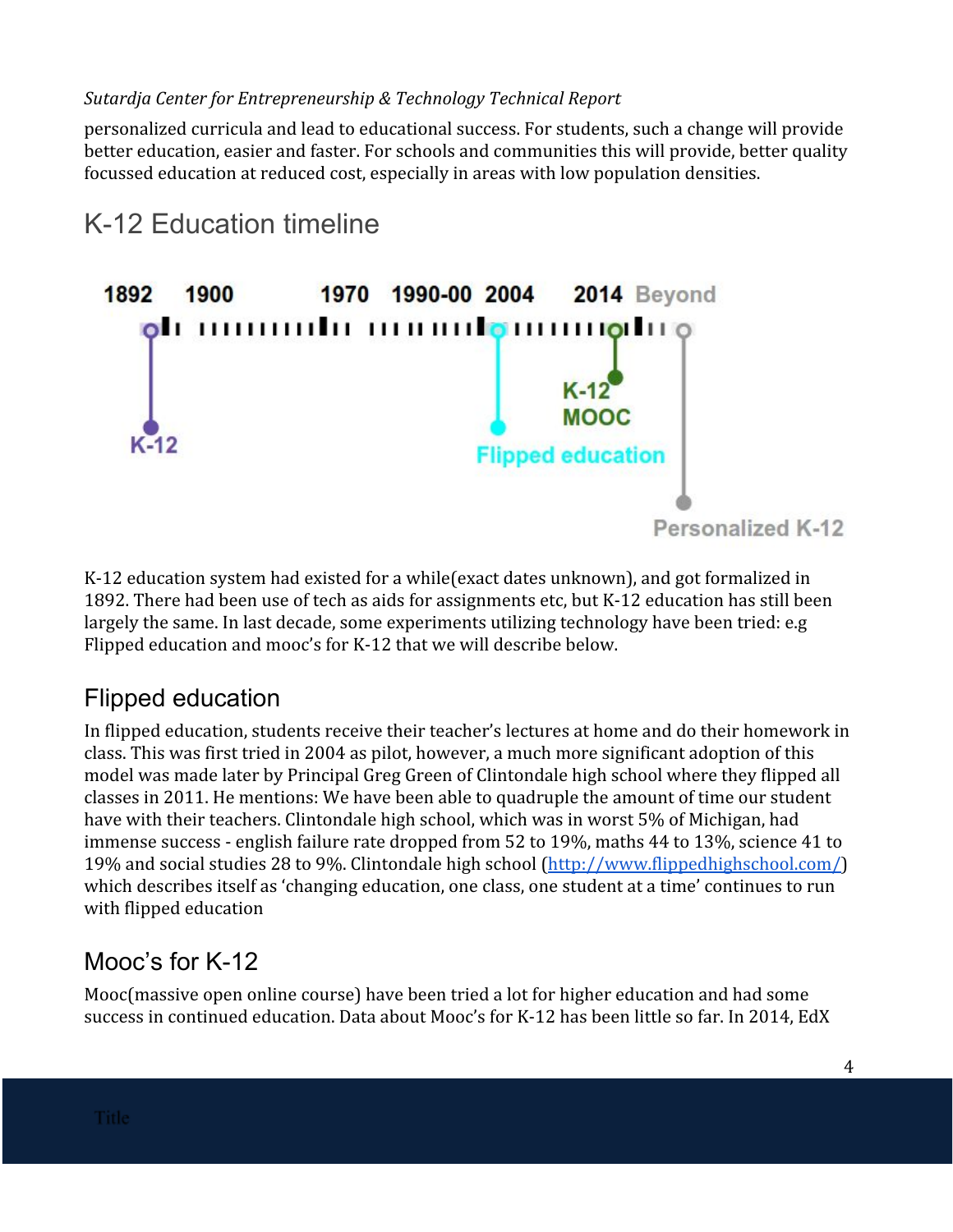personalized curricula and lead to educational success. For students, such a change will provide better education, easier and faster. For schools and communities this will provide, better quality focussed education at reduced cost, especially in areas with low population densities.

## K-12 Education timeline

1892 1900 1970 1990-00 2004 2014 Beyond

K-12

Flipped education

K-12 MOOC

Personalized K-12

K-12 education system had existed for a while(exact dates unknown), and got formalized in 1892. There had been use of tech as aids for assignments etc, but K-12 education has still been largely the same. In last decade, some experiments utilizing technology have been tried: e.g Flipped education and mooc's for K-12 that we will describe below.

## Flipped education

In flipped education, students receive their teacher's lectures at home and do their homework in class. This was first tried in 2004 as pilot, however, a much more significant adoption of this model was made later by Principal Greg Green of Clintondale high school where they flipped all classes in 2011. He mentions: We have been able to quadruple the amount of time our student have with their teachers. Clintondale high school, which was in worst 5% of Michigan, had immense success - english failure rate dropped from 52 to 19%, maths 44 to 13%, science 41 to 19% and social studies 28 to 9%. Clintondale high school (http://www.flippedhighschool.com/) which describes itself as 'changing education, one class, one student at a time' continues to run with flipped education

## Mooc's for K-12

Mooc(massive open online course) have been tried a lot for higher education and had some success in continued education. Data about Mooc's for K-12 has been little so far. In 2014, EdX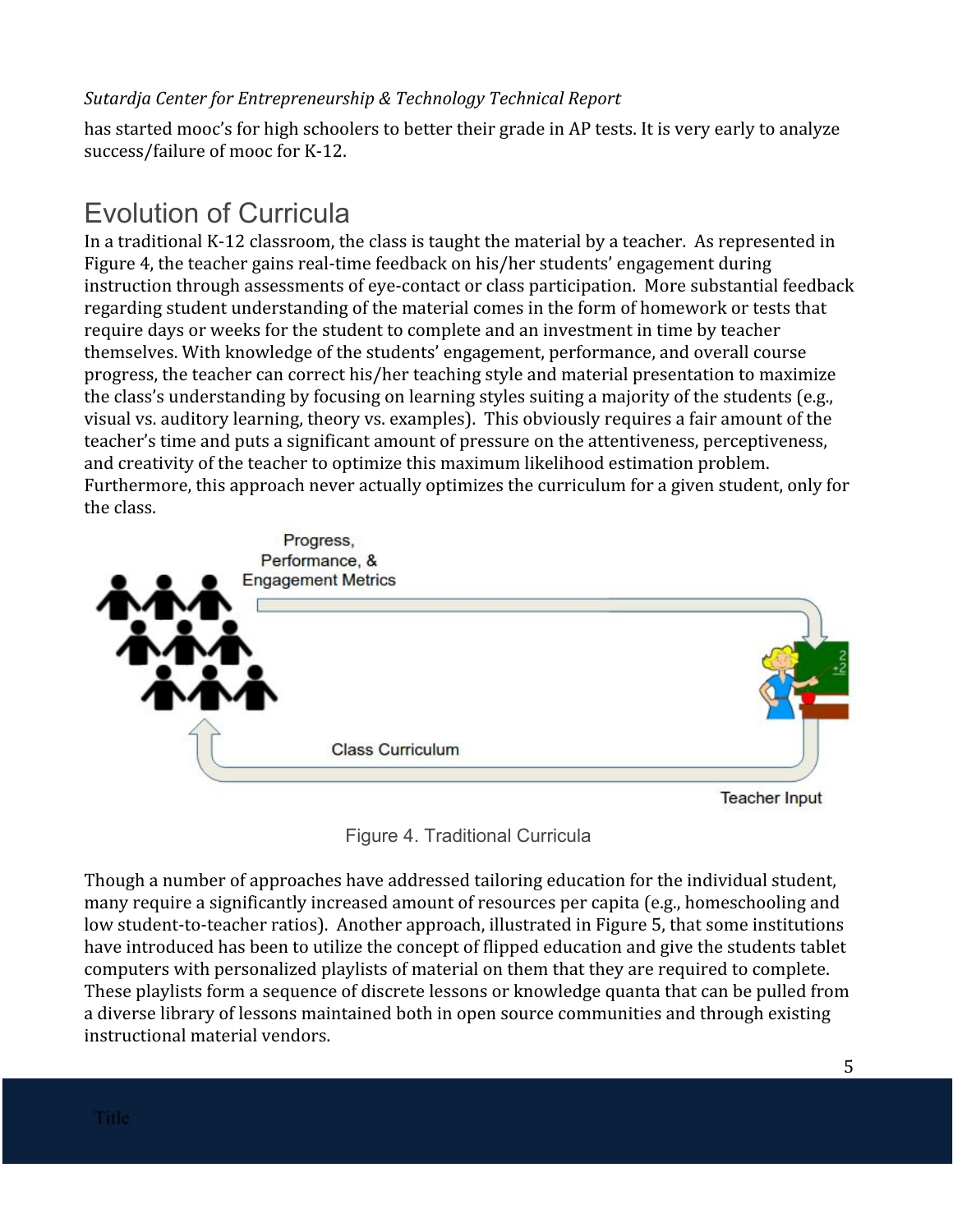has started mooc's for high schoolers to better their grade in AP tests. It is very early to analyze success/failure of mooc for K-12.

## Evolution of Curricula

In a traditional K-12 classroom, the class is taught the material by a teacher. As represented in Figure 4, the teacher gains real-time feedback on his/her students' engagement during instruction through assessments of eye-contact or class participation. More substantial feedback regarding student understanding of the material comes in the form of homework or tests that require days or weeks for the student to complete and an investment in time by teacher themselves. With knowledge of the students' engagement, performance, and overall course progress, the teacher can correct his/her teaching style and material presentation to maximize the class's understanding by focusing on learning styles suiting a majority of the students (e.g., visual vs. auditory learning, theory vs. examples). This obviously requires a fair amount of the teacher's time and puts a significant amount of pressure on the attentiveness, perceptiveness, and creativity of the teacher to optimize this maximum likelihood estimation problem. Furthermore, this approach never actually optimizes the curriculum for a given student, only for the class.

Progress, Performance, & Engagement Metrics

Class Curriculum

Teacher Input

Figure 4. Traditional Curricula

Though a number of approaches have addressed tailoring education for the individual student, many require a significantly increased amount of resources per capita (e.g., homeschooling and low student-to-teacher ratios). Another approach, illustrated in Figure 5, that some institutions have introduced has been to utilize the concept of flipped education and give the students tablet computers with personalized playlists of material on them that they are required to complete. These playlists form a sequence of discrete lessons or knowledge quanta that can be pulled from a diverse library of lessons maintained both in open source communities and through existing instructional material vendors.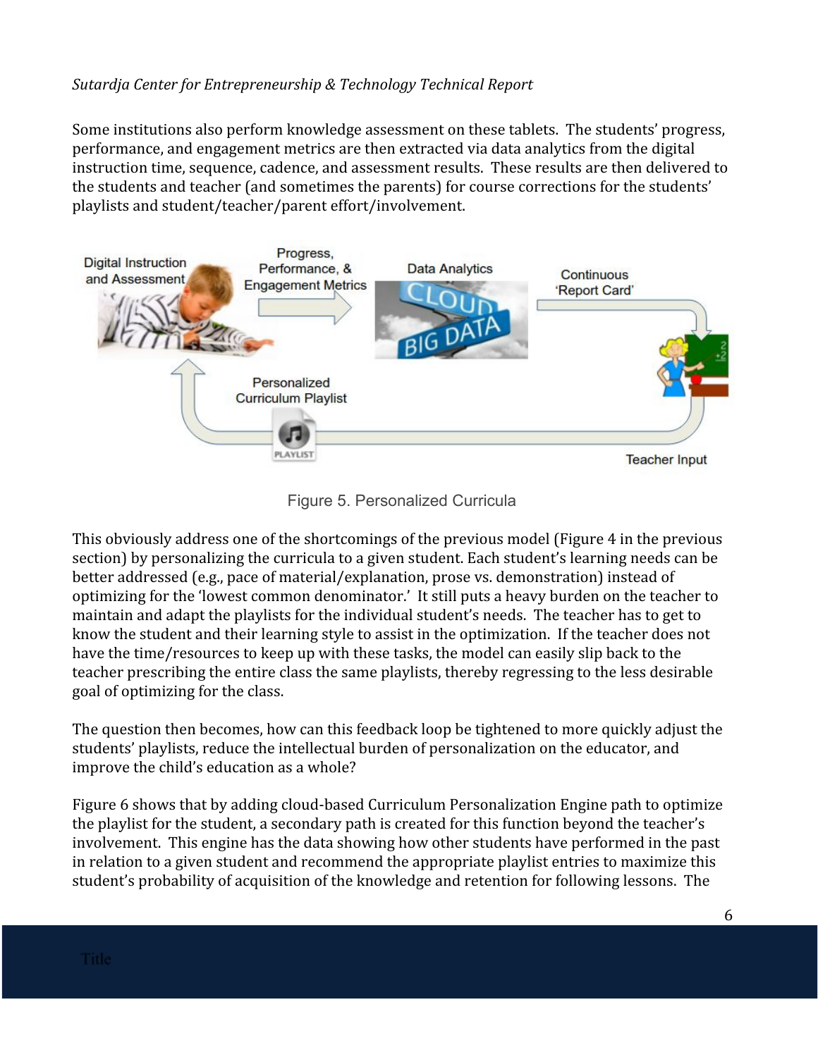Some institutions also perform knowledge assessment on these tablets. The students' progress, performance, and engagement metrics are then extracted via data analytics from the digital instruction time, sequence, cadence, and assessment results. These results are then delivered to the students and teacher (and sometimes the parents) for course corrections for the students' playlists and student/teacher/parent effort/involvement.

Figure 5. Personalized Curricula

This obviously address one of the shortcomings of the previous model (Figure 4 in the previous section) by personalizing the curricula to a given student. Each student's learning needs can be better addressed (e.g., pace of material/explanation, prose vs. demonstration) instead of optimizing for the 'lowest common denominator.' It still puts a heavy burden on the teacher to maintain and adapt the playlists for the individual student's needs. The teacher has to get to know the student and their learning style to assist in the optimization. If the teacher does not have the time/resources to keep up with these tasks, the model can easily slip back to the teacher prescribing the entire class the same playlists, thereby regressing to the less desirable goal of optimizing for the class.

The question then becomes, how can this feedback loop be tightened to more quickly adjust the students' playlists, reduce the intellectual burden of personalization on the educator, and improve the child's education as a whole?

Figure 6 shows that by adding cloud-based Curriculum Personalization Engine path to optimize the playlist for the student, a secondary path is created for this function beyond the teacher's involvement. This engine has the data showing how other students have performed in the past in relation to a given student and recommend the appropriate playlist entries to maximize this student's probability of acquisition of the knowledge and retention for following lessons. The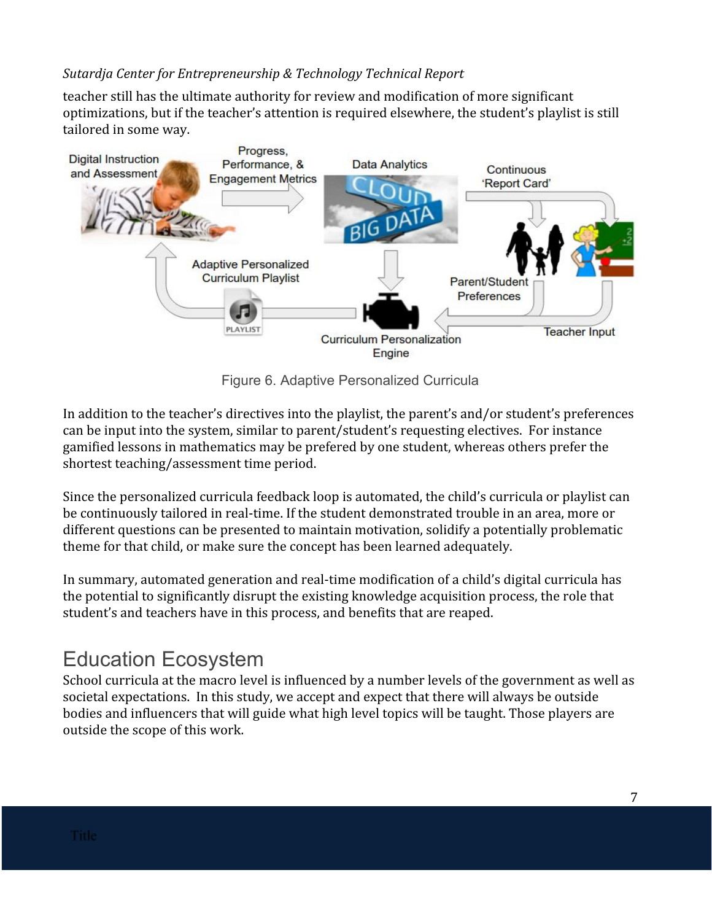teacher still has the ultimate authority for review and modification of more significant optimizations, but if the teacher's attention is required elsewhere, the student's playlist is still tailored in some way.

Figure 6. Adaptive Personalized Curricula

In addition to the teacher's directives into the playlist, the parent's and/or student's preferences can be input into the system, similar to parent/student's requesting electives. For instance gamified lessons in mathematics may be prefered by one student, whereas others prefer the shortest teaching/assessment time period.

Since the personalized curricula feedback loop is automated, the child's curricula or playlist can be continuously tailored in real-time. If the student demonstrated trouble in an area, more or different questions can be presented to maintain motivation, solidify a potentially problematic theme for that child, or make sure the concept has been learned adequately.

In summary, automated generation and real-time modification of a child's digital curricula has the potential to significantly disrupt the existing knowledge acquisition process, the role that student's and teachers have in this process, and benefits that are reaped.

# Education Ecosystem

School curricula at the macro level is influenced by a number levels of the government as well as societal expectations. In this study, we accept and expect that there will always be outside bodies and influencers that will guide what high level topics will be taught. Those players are outside the scope of this work.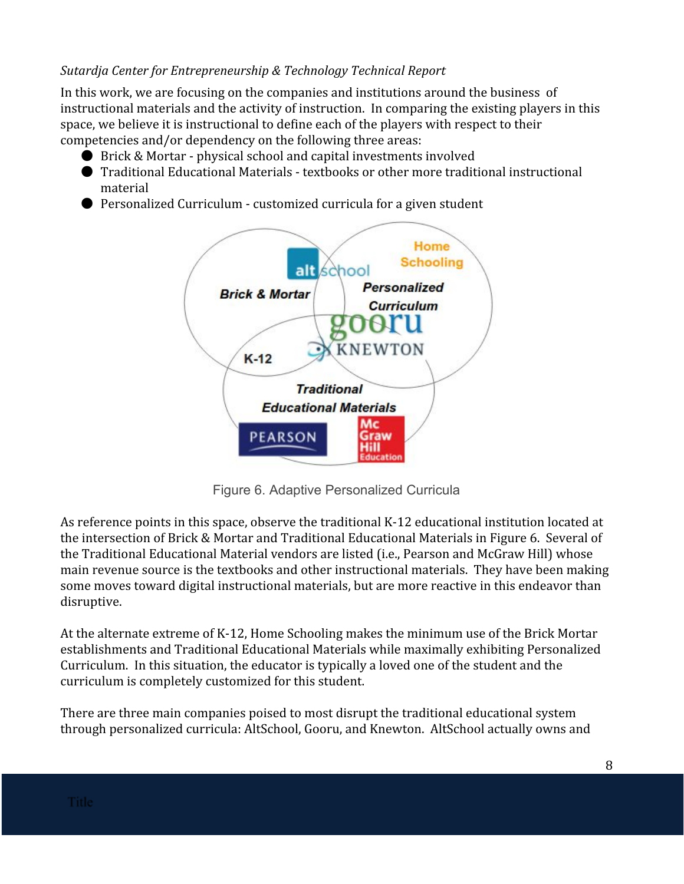*Sutardja Center for Entrepreneurship & Technology Technical Report*

In this work, we are focusing on the companies and institutions around the business of instructional materials and the activity of instruction. In comparing the existing players in this space, we believe it is instructional to define each of the players with respect to their competencies and/or dependency on the following three areas:

- Brick & Mortar - physical school and capital investments involved
- Traditional Educational Materials - textbooks or other more traditional instructional material
- Personalized Curriculum - customized curricula for a given student

Figure 6. Adaptive Personalized Curricula

As reference points in this space, observe the traditional K-12 educational institution located at the intersection of Brick & Mortar and Traditional Educational Materials in Figure 6. Several of the Traditional Educational Material vendors are listed (i.e., Pearson and McGraw Hill) whose main revenue source is the textbooks and other instructional materials. They have been making some moves toward digital instructional materials, but are more reactive in this endeavor than disruptive.

At the alternate extreme of K-12, Home Schooling makes the minimum use of the Brick Mortar establishments and Traditional Educational Materials while maximally exhibiting Personalized Curriculum. In this situation, the educator is typically a loved one of the student and the curriculum is completely customized for this student.

There are three main companies poised to most disrupt the traditional educational system through personalized curricula: AltSchool, Gooru, and Knewton. AltSchool actually owns and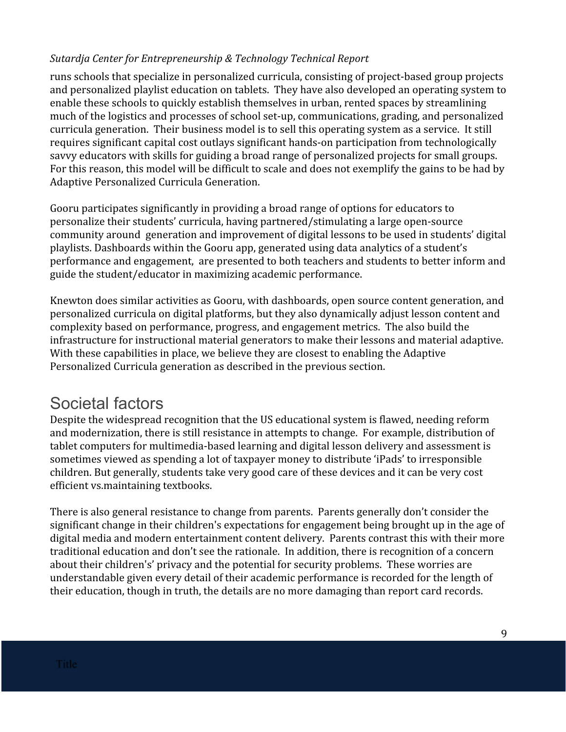runs schools that specialize in personalized curricula, consisting of project-based group projects and personalized playlist education on tablets. They have also developed an operating system to enable these schools to quickly establish themselves in urban, rented spaces by streamlining much of the logistics and processes of school set-up, communications, grading, and personalized curricula generation. Their business model is to sell this operating system as a service. It still requires significant capital cost outlays significant hands-on participation from technologically savvy educators with skills for guiding a broad range of personalized projects for small groups. For this reason, this model will be difficult to scale and does not exemplify the gains to be had by Adaptive Personalized Curricula Generation.

Gooru participates significantly in providing a broad range of options for educators to personalize their students' curricula, having partnered/stimulating a large open-source community around generation and improvement of digital lessons to be used in students' digital playlists. Dashboards within the Gooru app, generated using data analytics of a student's performance and engagement, are presented to both teachers and students to better inform and guide the student/educator in maximizing academic performance.

Knewton does similar activities as Gooru, with dashboards, open source content generation, and personalized curricula on digital platforms, but they also dynamically adjust lesson content and complexity based on performance, progress, and engagement metrics. The also build the infrastructure for instructional material generators to make their lessons and material adaptive. With these capabilities in place, we believe they are closest to enabling the Adaptive Personalized Curricula generation as described in the previous section.

## Societal factors

Despite the widespread recognition that the US educational system is flawed, needing reform and modernization, there is still resistance in attempts to change. For example, distribution of tablet computers for multimedia-based learning and digital lesson delivery and assessment is sometimes viewed as spending a lot of taxpayer money to distribute 'iPads' to irresponsible children. But generally, students take very good care of these devices and it can be very cost efficient vs.maintaining textbooks.

There is also general resistance to change from parents. Parents generally don't consider the significant change in their children's expectations for engagement being brought up in the age of digital media and modern entertainment content delivery. Parents contrast this with their more traditional education and don't see the rationale. In addition, there is recognition of a concern about their children's' privacy and the potential for security problems. These worries are understandable given every detail of their academic performance is recorded for the length of their education, though in truth, the details are no more damaging than report card records.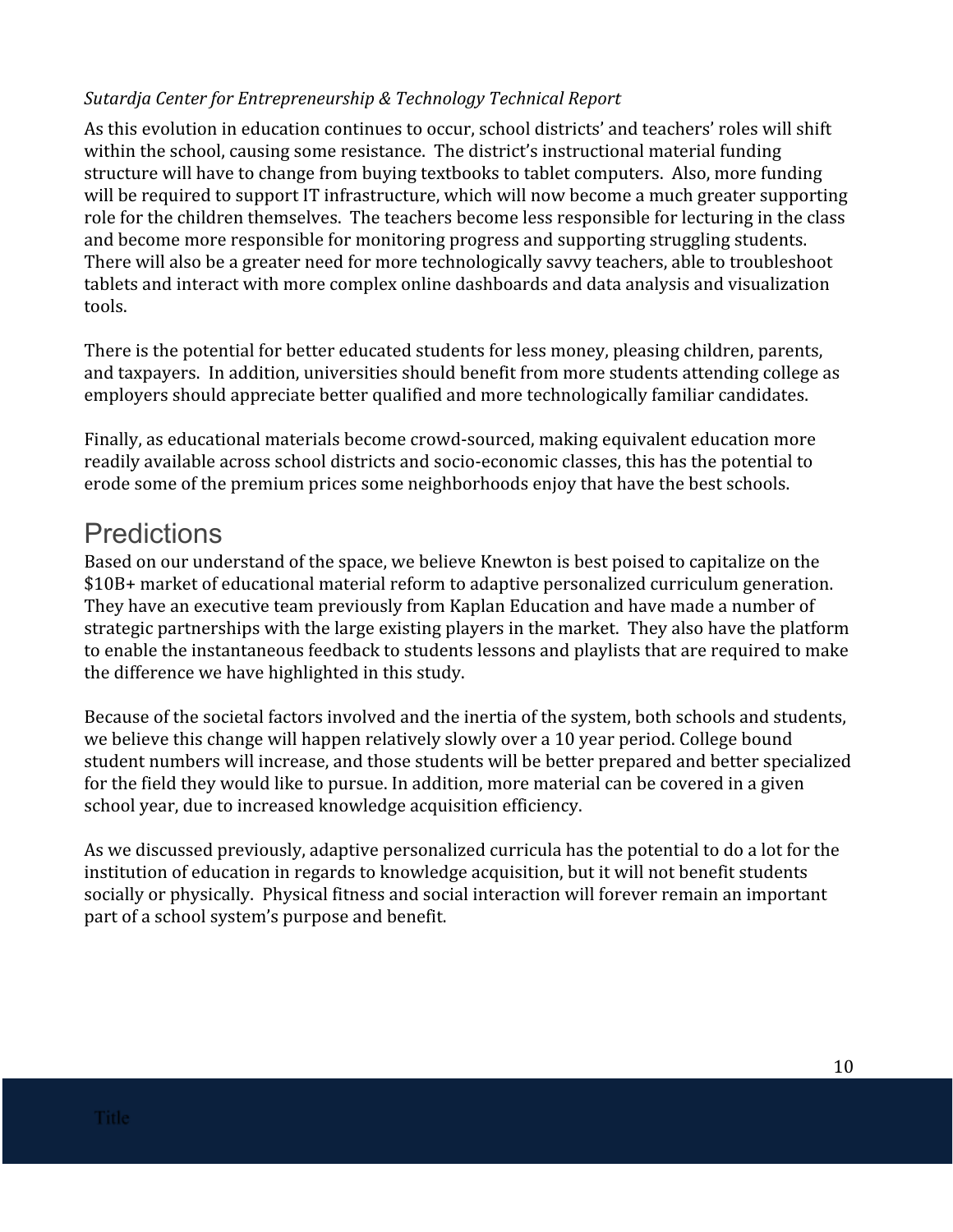As this evolution in education continues to occur, school districts' and teachers' roles will shift within the school, causing some resistance. The district's instructional material funding structure will have to change from buying textbooks to tablet computers. Also, more funding will be required to support IT infrastructure, which will now become a much greater supporting role for the children themselves. The teachers become less responsible for lecturing in the class and become more responsible for monitoring progress and supporting struggling students. There will also be a greater need for more technologically savvy teachers, able to troubleshoot tablets and interact with more complex online dashboards and data analysis and visualization tools.

There is the potential for better educated students for less money, pleasing children, parents, and taxpayers. In addition, universities should benefit from more students attending college as employers should appreciate better qualified and more technologically familiar candidates.

Finally, as educational materials become crowd-sourced, making equivalent education more readily available across school districts and socio-economic classes, this has the potential to erode some of the premium prices some neighborhoods enjoy that have the best schools.

# Predictions

Based on our understand of the space, we believe Knewton is best poised to capitalize on the $10B+ market of educational material reform to adaptive personalized curriculum generation. They have an executive team previously from Kaplan Education and have made a number of strategic partnerships with the large existing players in the market. They also have the platform to enable the instantaneous feedback to students lessons and playlists that are required to make the difference we have highlighted in this study.

Because of the societal factors involved and the inertia of the system, both schools and students, we believe this change will happen relatively slowly over a 10 year period. College bound student numbers will increase, and those students will be better prepared and better specialized for the field they would like to pursue. In addition, more material can be covered in a given school year, due to increased knowledge acquisition efficiency.

As we discussed previously, adaptive personalized curricula has the potential to do a lot for the institution of education in regards to knowledge acquisition, but it will not benefit students socially or physically. Physical fitness and social interaction will forever remain an important part of a school system's purpose and benefit.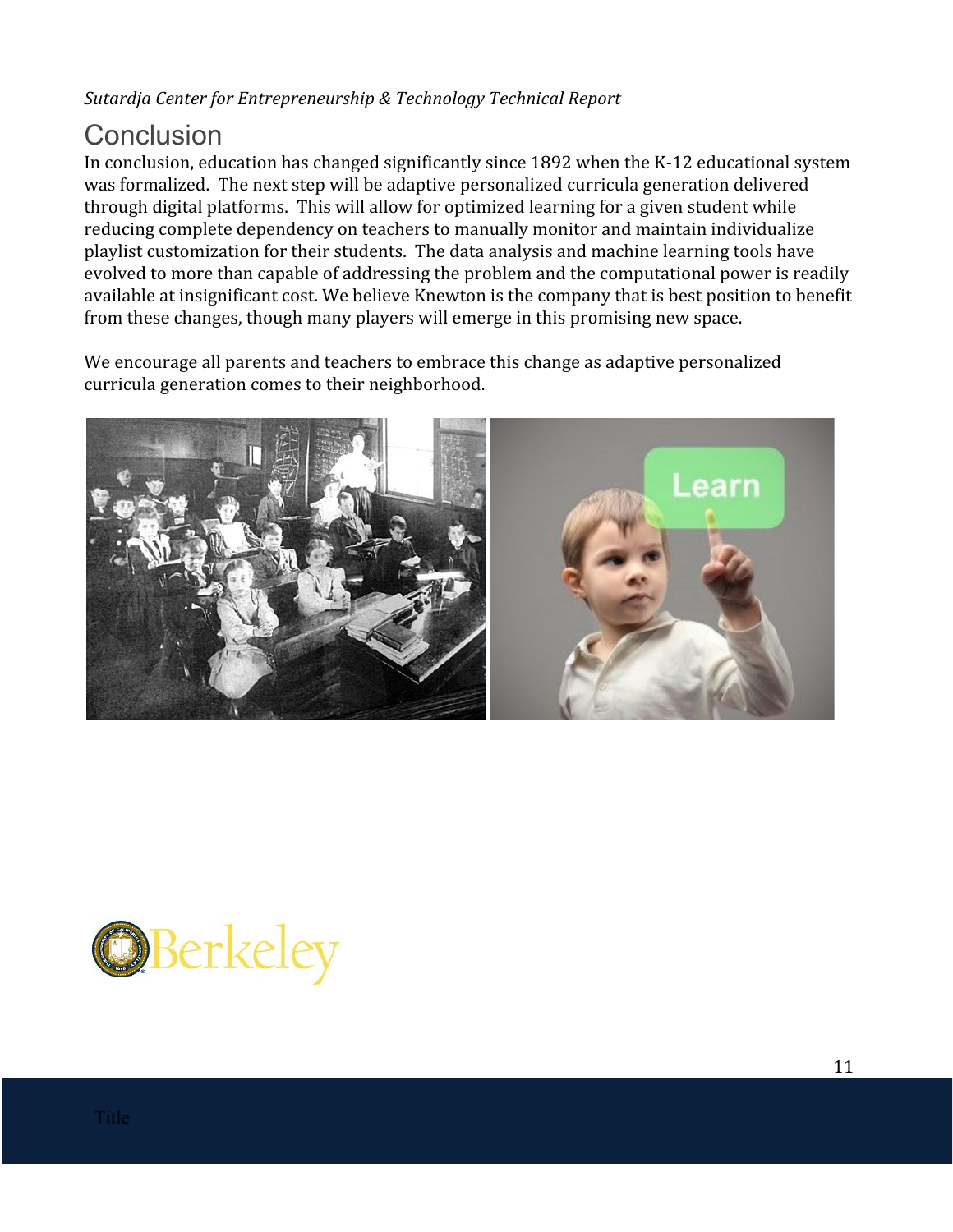## Conclusion

In conclusion, education has changed significantly since 1892 when the K-12 educational system was formalized. The next step will be adaptive personalized curricula generation delivered through digital platforms. This will allow for optimized learning for a given student while reducing complete dependency on teachers to manually monitor and maintain individualize playlist customization for their students. The data analysis and machine learning tools have evolved to more than capable of addressing the problem and the computational power is readily available at insignificant cost. We believe Knewton is the company that is best position to benefit from these changes, though many players will emerge in this promising new space.

We encourage all parents and teachers to embrace this change as adaptive personalized curricula generation comes to their neighborhood.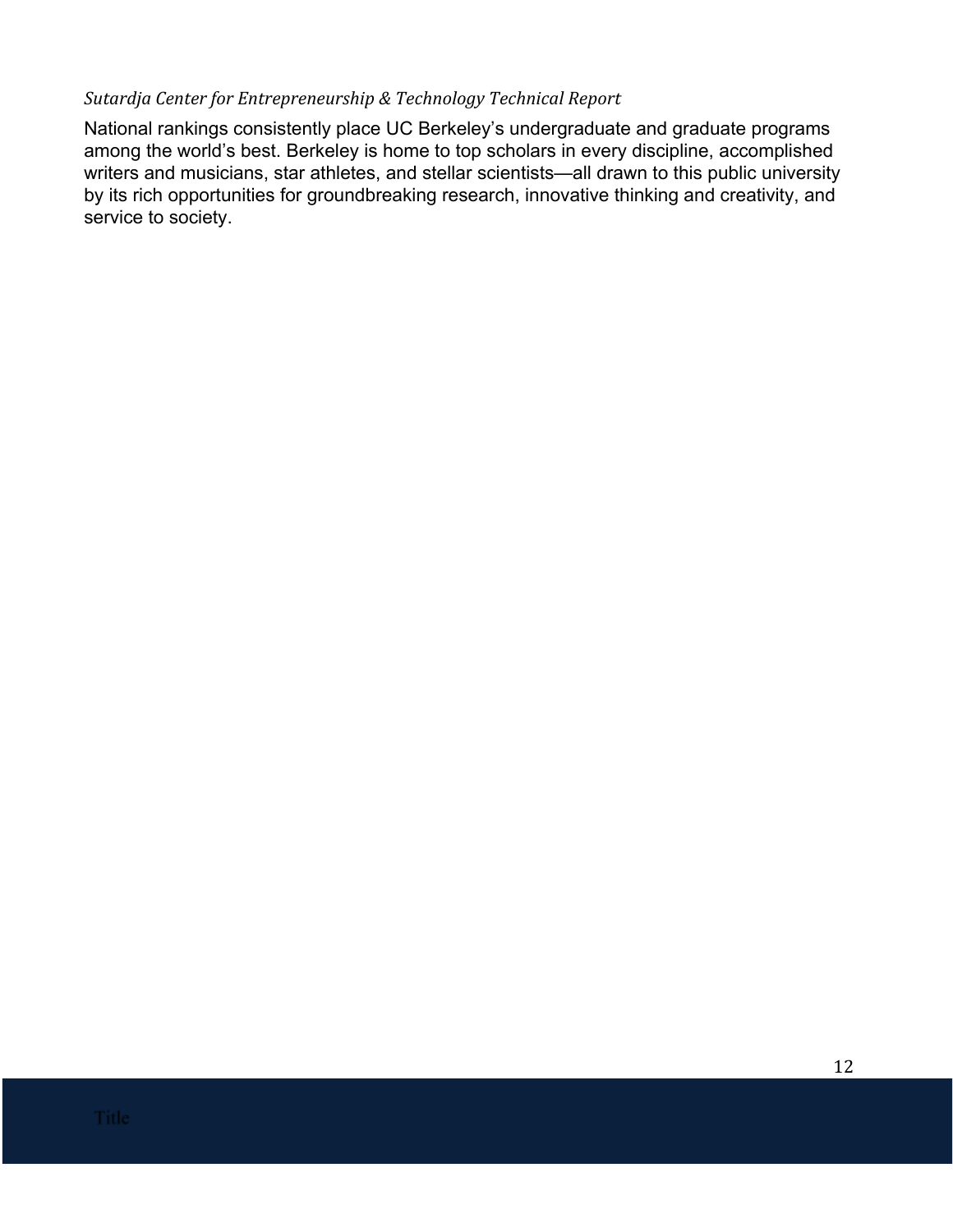National rankings consistently place UC Berkeley's undergraduate and graduate programs among the world's best. Berkeley is home to top scholars in every discipline, accomplished writers and musicians, star athletes, and stellar scientists—all drawn to this public university by its rich opportunities for groundbreaking research, innovative thinking and creativity, and service to society.